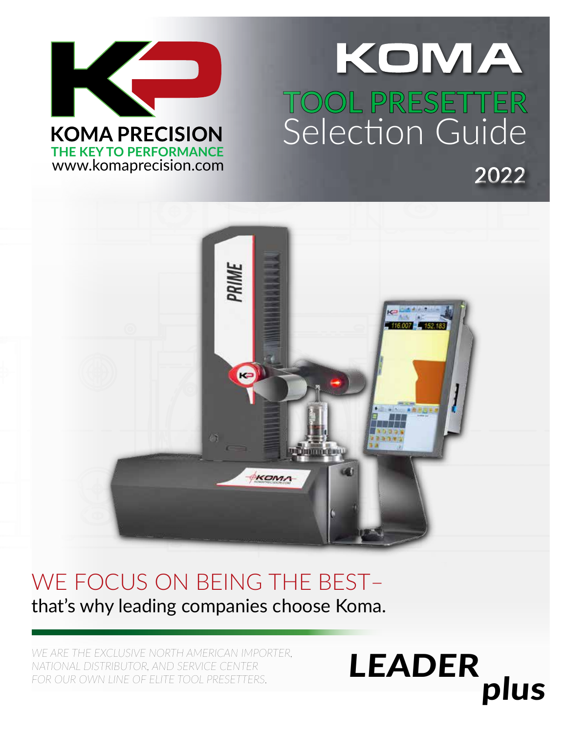KOMA PRECISION

THE KEY TO PERFORMANCE

www.komaprecision.com

# KOMA

## TOOL PRESETTER Selection Guide

2022

## WE FOCUS ON BEING THE BEST–

that's why leading companies choose Koma.

*WE ARE THE EXCLUSIVE NORTH AMERICAN IMPORTER, NATIONAL DISTRIBUTOR, AND SERVICE CENTER FOR OUR OWN LINE OF ELITE TOOL PRESETTERS.*

***LEADER plus***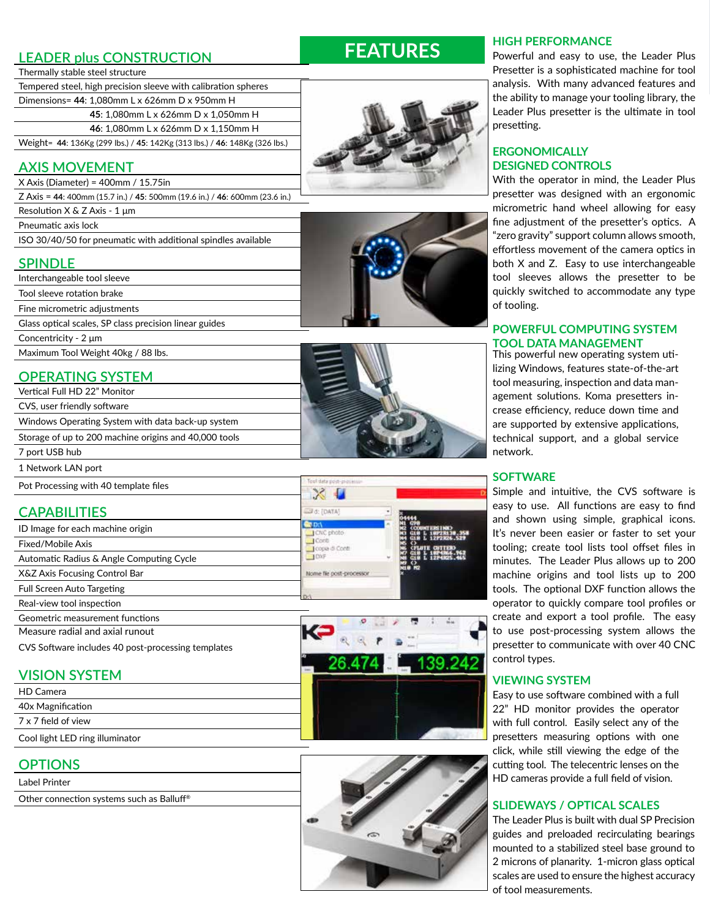## LEADER plus CONSTRUCTION

- Thermally stable steel structure
- Tempered steel, high precision sleeve with calibration spheres
- Dimensions= **44**: 1,080mm L x 626mm D x 950mm H
  - **45**: 1,080mm L x 626mm D x 1,050mm H
  - **46**: 1,080mm L x 626mm D x 1,150mm H
- Weight= **44**: 136Kg (299 lbs.) / **45**: 142Kg (313 lbs.) / **46**: 148Kg (326 lbs.)

## AXIS MOVEMENT

- X Axis (Diameter) = 400mm / 15.75in
- Z Axis = **44**: 400mm (15.7 in.) / **45**: 500mm (19.6 in.) / **46**: 600mm (23.6 in.)
- Resolution X & Z Axis - 1 µm
- Pneumatic axis lock
- ISO 30/40/50 for pneumatic with additional spindles available

## SPINDLE

- Interchangeable tool sleeve
- Tool sleeve rotation brake
- Fine micrometric adjustments
- Glass optical scales, SP class precision linear guides
- Concentricity - 2 µm
- Maximum Tool Weight 40kg / 88 lbs.

## OPERATING SYSTEM

- Vertical Full HD 22" Monitor
- CVS, user friendly software
- Windows Operating System with data back-up system
- Storage of up to 200 machine origins and 40,000 tools
- 7 port USB hub
- 1 Network LAN port
- Pot Processing with 40 template files

## CAPABILITIES

- ID Image for each machine origin
- Fixed/Mobile Axis
- Automatic Radius & Angle Computing Cycle
- X&Z Axis Focusing Control Bar
- Full Screen Auto Targeting
- Real-view tool inspection
- Geometric measurement functions
- Measure radial and axial runout
- CVS Software includes 40 post-processing templates

## VISION SYSTEM

- HD Camera
- 40x Magnification
- 7 x 7 field of view
- Cool light LED ring illuminator

## OPTIONS

- Label Printer
- Other connection systems such as Balluff®

# FEATURES

### HIGH PERFORMANCE

Powerful and easy to use, the Leader Plus Presetter is a sophisticated machine for tool analysis. With many advanced features and the ability to manage your tooling library, the Leader Plus presetter is the ultimate in tool presetting.

### ERGONOMICALLY DESIGNED CONTROLS

With the operator in mind, the Leader Plus presetter was designed with an ergonomic micrometric hand wheel allowing for easy fine adjustment of the presetter's optics. A "zero gravity" support column allows smooth, effortless movement of the camera optics in both X and Z. Easy to use interchangeable tool sleeves allows the presetter to be quickly switched to accommodate any type of tooling.

### POWERFUL COMPUTING SYSTEM TOOL DATA MANAGEMENT

This powerful new operating system utilizing Windows, features state-of-the-art tool measuring, inspection and data management solutions. Koma presetters increase efficiency, reduce down time and are supported by extensive applications, technical support, and a global service network.

### SOFTWARE

Simple and intuitive, the CVS software is easy to use. All functions are easy to find and shown using simple, graphical icons. It's never been easier or faster to set your tooling; create tool lists tool offset files in minutes. The Leader Plus allows up to 200 machine origins and tool lists up to 200 tools. The optional DXF function allows the operator to quickly compare tool profiles or create and export a tool profile. The easy to use post-processing system allows the presetter to communicate with over 40 CNC control types.

### VIEWING SYSTEM

Easy to use software combined with a full 22" HD monitor provides the operator with full control. Easily select any of the presetters measuring options with one click, while still viewing the edge of the cutting tool. The telecentric lenses on the HD cameras provide a full field of vision.

### SLIDEWAYS / OPTICAL SCALES

The Leader Plus is built with dual SP Precision guides and preloaded recirculating bearings mounted to a stabilized steel base ground to 2 microns of planarity. 1-micron glass optical scales are used to ensure the highest accuracy of tool measurements.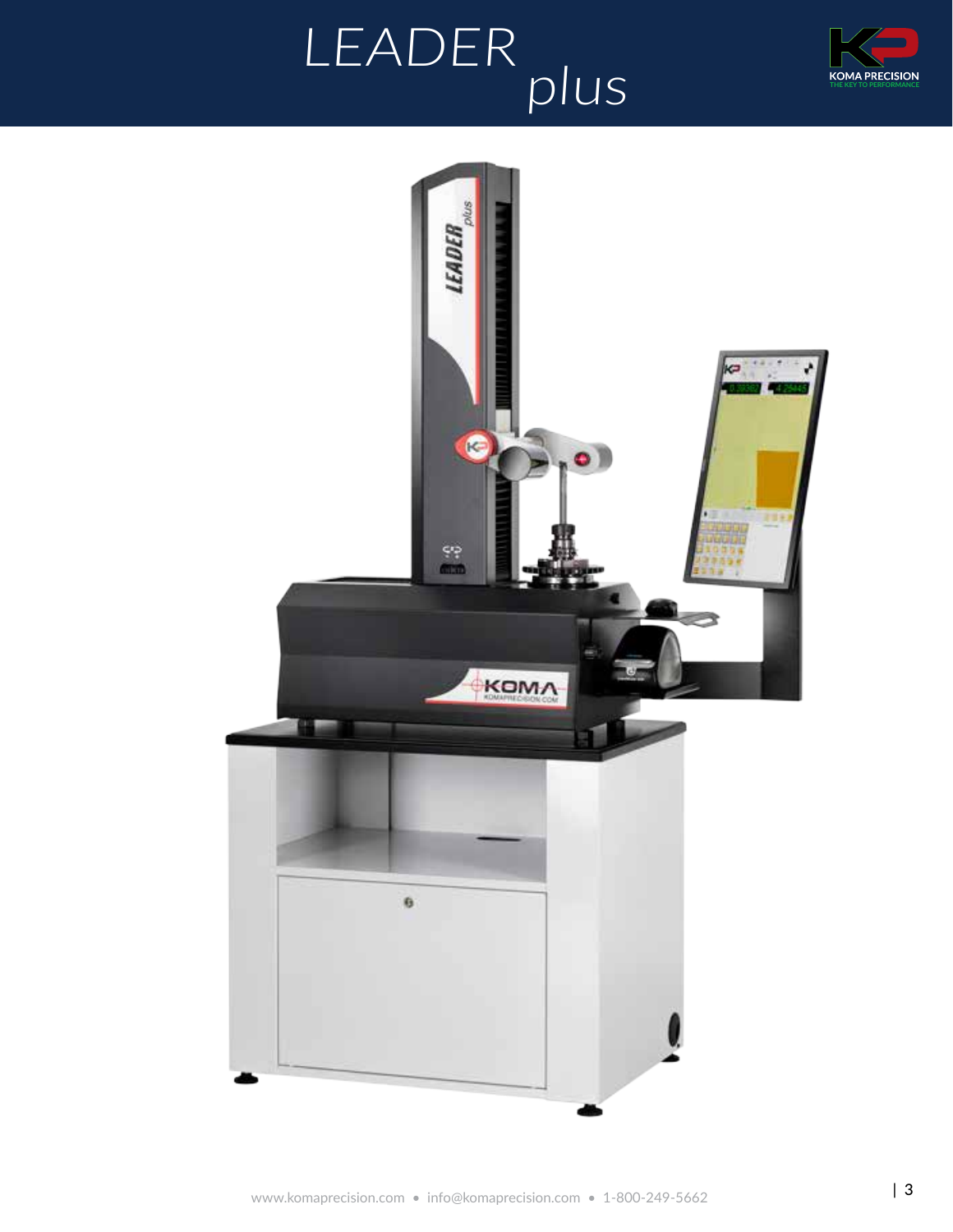# LEADER *plus*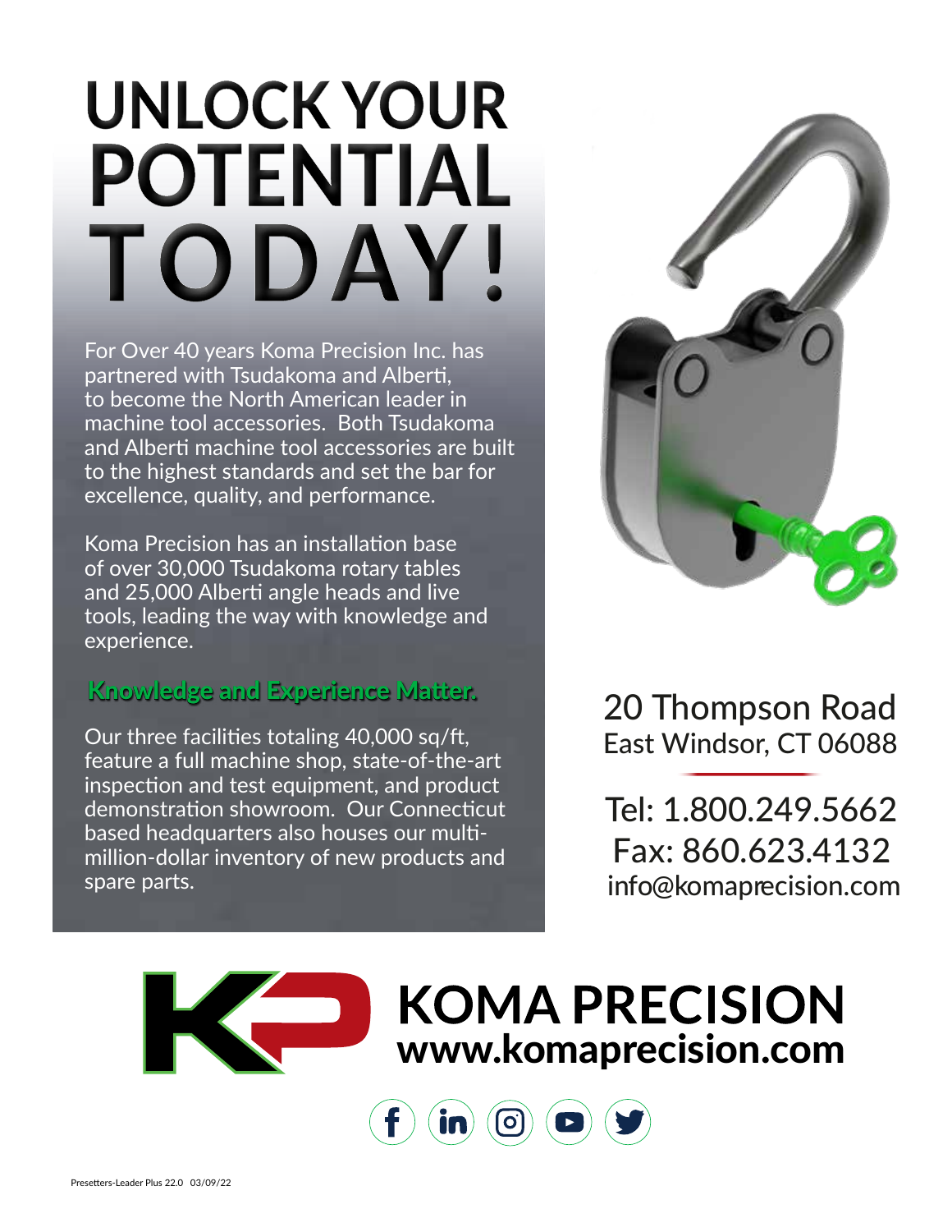# UNLOCK YOUR POTENTIAL TODAY!

For Over 40 years Koma Precision Inc. has partnered with Tsudakoma and Alberti, to become the North American leader in machine tool accessories. Both Tsudakoma and Alberti machine tool accessories are built to the highest standards and set the bar for excellence, quality, and performance.

Koma Precision has an installation base of over 30,000 Tsudakoma rotary tables and 25,000 Alberti angle heads and live tools, leading the way with knowledge and experience.

**Knowledge and Experience Matter.**

Our three facilities totaling 40,000 sq/ft, feature a full machine shop, state-of-the-art inspection and test equipment, and product demonstration showroom. Our Connecticut based headquarters also houses our multi-million-dollar inventory of new products and spare parts.

20 Thompson Road
East Windsor, CT 06088

Tel: 1.800.249.5662
Fax: 860.623.4132
info@komaprecision.com

**KOMA PRECISION**
**www.komaprecision.com**

Presetters-Leader Plus 22.0 03/09/22